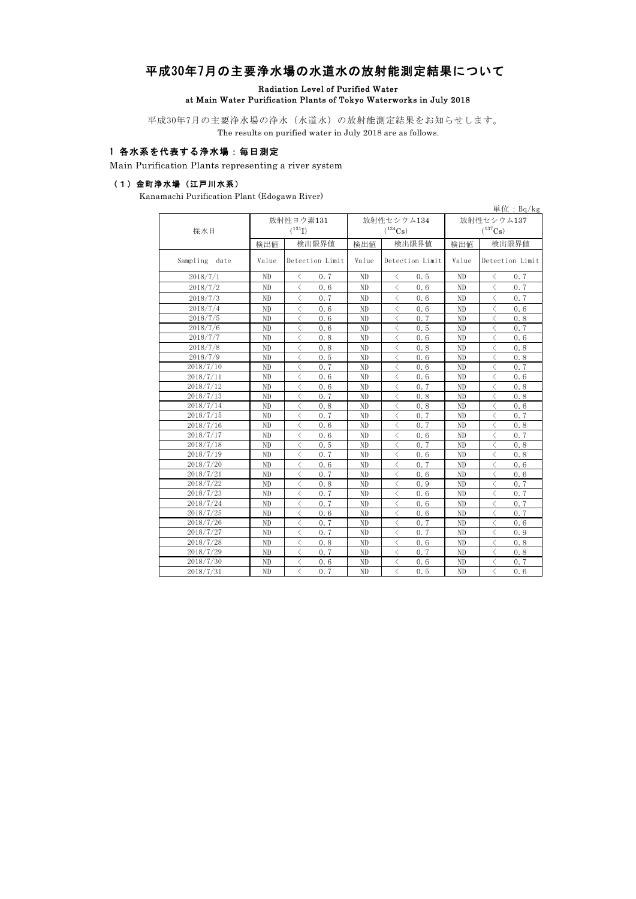# 平成30年7月の主要浄水場の水道水の放射能測定結果について

**Radiation Level of Purified Water at Main Water Purification Plants of Tokyo Waterworks in July 2018**

平成30年7月の主要浄水場の浄水（水道水）の放射能測定結果をお知らせします。
The results on purified water in July 2018 are as follows.

## 1 各水系を代表する浄水場：毎日測定

Main Purification Plants representing a river system

### （1）金町浄水場（江戸川水系）

Kanamachi Purification Plant (Edogawa River)

単位：Bq/kg

| 採水日 | 放射性ヨウ素131 ($^{131}I$) | | 放射性セシウム134 ($^{134}Cs$) | | 放射性セシウム137 ($^{137}Cs$) | |
|---|---|---|---|---|---|---|
| | 検出値 | 検出限界値 | 検出値 | 検出限界値 | 検出値 | 検出限界値 |
| Sampling date | Value | Detection Limit | Value | Detection Limit | Value | Detection Limit |
| 2018/7/1 | ND | ＜ 0.7 | ND | ＜ 0.5 | ND | ＜ 0.7 |
| 2018/7/2 | ND | ＜ 0.6 | ND | ＜ 0.6 | ND | ＜ 0.7 |
| 2018/7/3 | ND | ＜ 0.7 | ND | ＜ 0.6 | ND | ＜ 0.7 |
| 2018/7/4 | ND | ＜ 0.6 | ND | ＜ 0.6 | ND | ＜ 0.6 |
| 2018/7/5 | ND | ＜ 0.6 | ND | ＜ 0.7 | ND | ＜ 0.8 |
| 2018/7/6 | ND | ＜ 0.6 | ND | ＜ 0.5 | ND | ＜ 0.7 |
| 2018/7/7 | ND | ＜ 0.8 | ND | ＜ 0.6 | ND | ＜ 0.6 |
| 2018/7/8 | ND | ＜ 0.8 | ND | ＜ 0.8 | ND | ＜ 0.8 |
| 2018/7/9 | ND | ＜ 0.5 | ND | ＜ 0.6 | ND | ＜ 0.8 |
| 2018/7/10 | ND | ＜ 0.7 | ND | ＜ 0.6 | ND | ＜ 0.7 |
| 2018/7/11 | ND | ＜ 0.6 | ND | ＜ 0.6 | ND | ＜ 0.6 |
| 2018/7/12 | ND | ＜ 0.6 | ND | ＜ 0.7 | ND | ＜ 0.8 |
| 2018/7/13 | ND | ＜ 0.7 | ND | ＜ 0.8 | ND | ＜ 0.8 |
| 2018/7/14 | ND | ＜ 0.8 | ND | ＜ 0.8 | ND | ＜ 0.6 |
| 2018/7/15 | ND | ＜ 0.7 | ND | ＜ 0.7 | ND | ＜ 0.7 |
| 2018/7/16 | ND | ＜ 0.6 | ND | ＜ 0.7 | ND | ＜ 0.8 |
| 2018/7/17 | ND | ＜ 0.6 | ND | ＜ 0.6 | ND | ＜ 0.7 |
| 2018/7/18 | ND | ＜ 0.5 | ND | ＜ 0.7 | ND | ＜ 0.8 |
| 2018/7/19 | ND | ＜ 0.7 | ND | ＜ 0.6 | ND | ＜ 0.8 |
| 2018/7/20 | ND | ＜ 0.6 | ND | ＜ 0.7 | ND | ＜ 0.6 |
| 2018/7/21 | ND | ＜ 0.7 | ND | ＜ 0.6 | ND | ＜ 0.6 |
| 2018/7/22 | ND | ＜ 0.8 | ND | ＜ 0.9 | ND | ＜ 0.7 |
| 2018/7/23 | ND | ＜ 0.7 | ND | ＜ 0.6 | ND | ＜ 0.7 |
| 2018/7/24 | ND | ＜ 0.7 | ND | ＜ 0.6 | ND | ＜ 0.7 |
| 2018/7/25 | ND | ＜ 0.6 | ND | ＜ 0.6 | ND | ＜ 0.7 |
| 2018/7/26 | ND | ＜ 0.7 | ND | ＜ 0.7 | ND | ＜ 0.6 |
| 2018/7/27 | ND | ＜ 0.7 | ND | ＜ 0.7 | ND | ＜ 0.9 |
| 2018/7/28 | ND | ＜ 0.8 | ND | ＜ 0.6 | ND | ＜ 0.8 |
| 2018/7/29 | ND | ＜ 0.7 | ND | ＜ 0.7 | ND | ＜ 0.8 |
| 2018/7/30 | ND | ＜ 0.6 | ND | ＜ 0.6 | ND | ＜ 0.7 |
| 2018/7/31 | ND | ＜ 0.7 | ND | ＜ 0.5 | ND | ＜ 0.6 |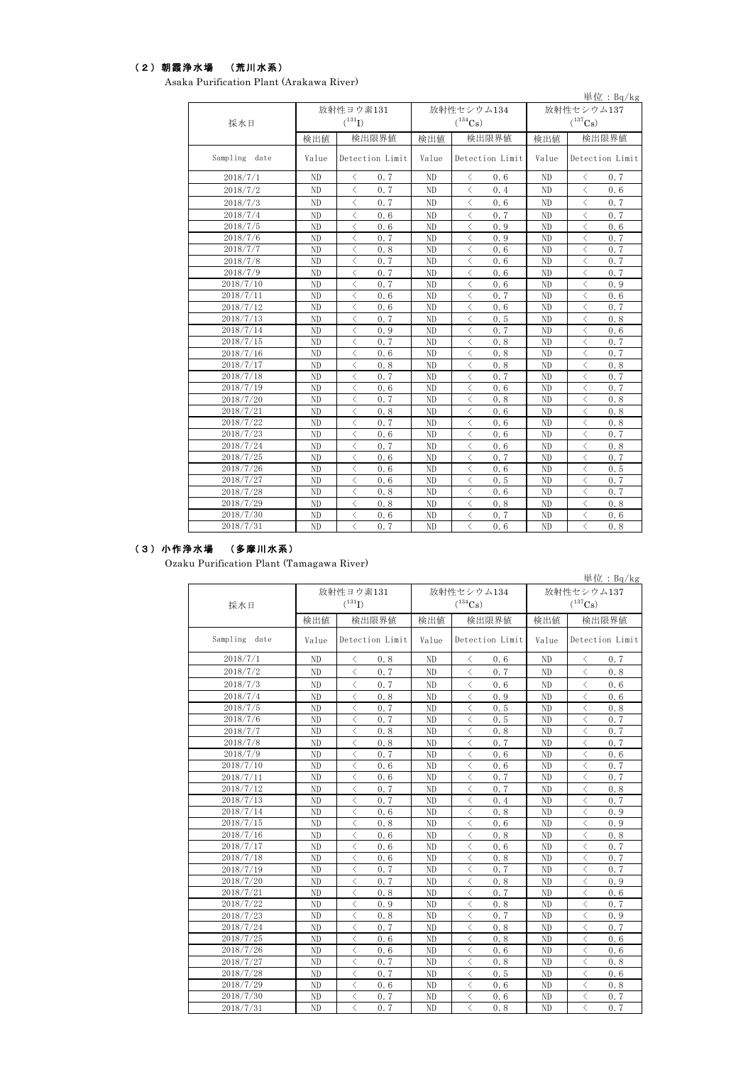## （２）朝霞浄水場　（荒川水系）

Asaka Purification Plant (Arakawa River)

単位：Bq/kg

| 採水日 | 放射性ヨウ素131 ($^{131}$I) | | 放射性セシウム134 ($^{134}$Cs) | | 放射性セシウム137 ($^{137}$Cs) | |
|---|---|---|---|---|---|---|
| | 検出値 | 検出限界値 | 検出値 | 検出限界値 | 検出値 | 検出限界値 |
| Sampling date | Value | Detection Limit | Value | Detection Limit | Value | Detection Limit |
| 2018/7/1 | ND | ＜ 0.7 | ND | ＜ 0.6 | ND | ＜ 0.7 |
| 2018/7/2 | ND | ＜ 0.7 | ND | ＜ 0.4 | ND | ＜ 0.6 |
| 2018/7/3 | ND | ＜ 0.7 | ND | ＜ 0.6 | ND | ＜ 0.7 |
| 2018/7/4 | ND | ＜ 0.6 | ND | ＜ 0.7 | ND | ＜ 0.7 |
| 2018/7/5 | ND | ＜ 0.6 | ND | ＜ 0.9 | ND | ＜ 0.6 |
| 2018/7/6 | ND | ＜ 0.7 | ND | ＜ 0.9 | ND | ＜ 0.7 |
| 2018/7/7 | ND | ＜ 0.8 | ND | ＜ 0.6 | ND | ＜ 0.7 |
| 2018/7/8 | ND | ＜ 0.7 | ND | ＜ 0.6 | ND | ＜ 0.7 |
| 2018/7/9 | ND | ＜ 0.7 | ND | ＜ 0.6 | ND | ＜ 0.7 |
| 2018/7/10 | ND | ＜ 0.7 | ND | ＜ 0.6 | ND | ＜ 0.9 |
| 2018/7/11 | ND | ＜ 0.6 | ND | ＜ 0.7 | ND | ＜ 0.6 |
| 2018/7/12 | ND | ＜ 0.6 | ND | ＜ 0.6 | ND | ＜ 0.7 |
| 2018/7/13 | ND | ＜ 0.7 | ND | ＜ 0.5 | ND | ＜ 0.8 |
| 2018/7/14 | ND | ＜ 0.9 | ND | ＜ 0.7 | ND | ＜ 0.6 |
| 2018/7/15 | ND | ＜ 0.7 | ND | ＜ 0.8 | ND | ＜ 0.7 |
| 2018/7/16 | ND | ＜ 0.6 | ND | ＜ 0.8 | ND | ＜ 0.7 |
| 2018/7/17 | ND | ＜ 0.8 | ND | ＜ 0.8 | ND | ＜ 0.8 |
| 2018/7/18 | ND | ＜ 0.7 | ND | ＜ 0.7 | ND | ＜ 0.7 |
| 2018/7/19 | ND | ＜ 0.6 | ND | ＜ 0.6 | ND | ＜ 0.7 |
| 2018/7/20 | ND | ＜ 0.7 | ND | ＜ 0.8 | ND | ＜ 0.8 |
| 2018/7/21 | ND | ＜ 0.8 | ND | ＜ 0.6 | ND | ＜ 0.8 |
| 2018/7/22 | ND | ＜ 0.7 | ND | ＜ 0.6 | ND | ＜ 0.8 |
| 2018/7/23 | ND | ＜ 0.6 | ND | ＜ 0.6 | ND | ＜ 0.7 |
| 2018/7/24 | ND | ＜ 0.7 | ND | ＜ 0.6 | ND | ＜ 0.8 |
| 2018/7/25 | ND | ＜ 0.6 | ND | ＜ 0.7 | ND | ＜ 0.7 |
| 2018/7/26 | ND | ＜ 0.6 | ND | ＜ 0.6 | ND | ＜ 0.5 |
| 2018/7/27 | ND | ＜ 0.6 | ND | ＜ 0.5 | ND | ＜ 0.7 |
| 2018/7/28 | ND | ＜ 0.8 | ND | ＜ 0.6 | ND | ＜ 0.7 |
| 2018/7/29 | ND | ＜ 0.8 | ND | ＜ 0.8 | ND | ＜ 0.8 |
| 2018/7/30 | ND | ＜ 0.6 | ND | ＜ 0.7 | ND | ＜ 0.6 |
| 2018/7/31 | ND | ＜ 0.7 | ND | ＜ 0.6 | ND | ＜ 0.8 |

## （３）小作浄水場　（多摩川水系）

Ozaku Purification Plant (Tamagawa River)

単位：Bq/kg

| 採水日 | 放射性ヨウ素131 ($^{131}$I) | | 放射性セシウム134 ($^{134}$Cs) | | 放射性セシウム137 ($^{137}$Cs) | |
|---|---|---|---|---|---|---|
| | 検出値 | 検出限界値 | 検出値 | 検出限界値 | 検出値 | 検出限界値 |
| Sampling date | Value | Detection Limit | Value | Detection Limit | Value | Detection Limit |
| 2018/7/1 | ND | ＜ 0.8 | ND | ＜ 0.6 | ND | ＜ 0.7 |
| 2018/7/2 | ND | ＜ 0.7 | ND | ＜ 0.7 | ND | ＜ 0.8 |
| 2018/7/3 | ND | ＜ 0.7 | ND | ＜ 0.6 | ND | ＜ 0.6 |
| 2018/7/4 | ND | ＜ 0.8 | ND | ＜ 0.9 | ND | ＜ 0.6 |
| 2018/7/5 | ND | ＜ 0.7 | ND | ＜ 0.5 | ND | ＜ 0.8 |
| 2018/7/6 | ND | ＜ 0.7 | ND | ＜ 0.5 | ND | ＜ 0.7 |
| 2018/7/7 | ND | ＜ 0.8 | ND | ＜ 0.8 | ND | ＜ 0.7 |
| 2018/7/8 | ND | ＜ 0.8 | ND | ＜ 0.7 | ND | ＜ 0.7 |
| 2018/7/9 | ND | ＜ 0.7 | ND | ＜ 0.6 | ND | ＜ 0.6 |
| 2018/7/10 | ND | ＜ 0.6 | ND | ＜ 0.6 | ND | ＜ 0.7 |
| 2018/7/11 | ND | ＜ 0.6 | ND | ＜ 0.7 | ND | ＜ 0.7 |
| 2018/7/12 | ND | ＜ 0.7 | ND | ＜ 0.7 | ND | ＜ 0.8 |
| 2018/7/13 | ND | ＜ 0.7 | ND | ＜ 0.4 | ND | ＜ 0.7 |
| 2018/7/14 | ND | ＜ 0.6 | ND | ＜ 0.8 | ND | ＜ 0.9 |
| 2018/7/15 | ND | ＜ 0.8 | ND | ＜ 0.6 | ND | ＜ 0.9 |
| 2018/7/16 | ND | ＜ 0.6 | ND | ＜ 0.8 | ND | ＜ 0.8 |
| 2018/7/17 | ND | ＜ 0.6 | ND | ＜ 0.6 | ND | ＜ 0.7 |
| 2018/7/18 | ND | ＜ 0.6 | ND | ＜ 0.8 | ND | ＜ 0.7 |
| 2018/7/19 | ND | ＜ 0.7 | ND | ＜ 0.7 | ND | ＜ 0.7 |
| 2018/7/20 | ND | ＜ 0.7 | ND | ＜ 0.8 | ND | ＜ 0.9 |
| 2018/7/21 | ND | ＜ 0.8 | ND | ＜ 0.7 | ND | ＜ 0.6 |
| 2018/7/22 | ND | ＜ 0.9 | ND | ＜ 0.8 | ND | ＜ 0.7 |
| 2018/7/23 | ND | ＜ 0.8 | ND | ＜ 0.7 | ND | ＜ 0.9 |
| 2018/7/24 | ND | ＜ 0.7 | ND | ＜ 0.8 | ND | ＜ 0.7 |
| 2018/7/25 | ND | ＜ 0.6 | ND | ＜ 0.8 | ND | ＜ 0.6 |
| 2018/7/26 | ND | ＜ 0.6 | ND | ＜ 0.6 | ND | ＜ 0.6 |
| 2018/7/27 | ND | ＜ 0.7 | ND | ＜ 0.8 | ND | ＜ 0.8 |
| 2018/7/28 | ND | ＜ 0.7 | ND | ＜ 0.5 | ND | ＜ 0.6 |
| 2018/7/29 | ND | ＜ 0.6 | ND | ＜ 0.6 | ND | ＜ 0.8 |
| 2018/7/30 | ND | ＜ 0.7 | ND | ＜ 0.6 | ND | ＜ 0.7 |
| 2018/7/31 | ND | ＜ 0.7 | ND | ＜ 0.8 | ND | ＜ 0.7 |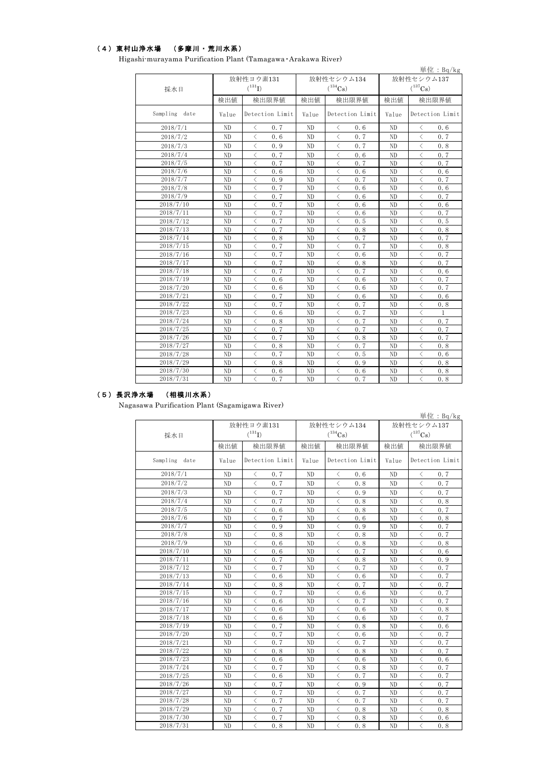## （4）東村山浄水場 （多摩川・荒川水系）

Higashi-murayama Purification Plant (Tamagawa・Arakawa River)

単位：Bq/kg

| 採水日 | 放射性ヨウ素131 ($^{131}$I) | | 放射性セシウム134 ($^{134}$Cs) | | 放射性セシウム137 ($^{137}$Cs) | |
|---|---|---|---|---|---|---|
| | 検出値 | 検出限界値 | 検出値 | 検出限界値 | 検出値 | 検出限界値 |
| Sampling date | Value | Detection Limit | Value | Detection Limit | Value | Detection Limit |
| 2018/7/1 | ND | ＜ 0.7 | ND | ＜ 0.6 | ND | ＜ 0.6 |
| 2018/7/2 | ND | ＜ 0.6 | ND | ＜ 0.7 | ND | ＜ 0.7 |
| 2018/7/3 | ND | ＜ 0.9 | ND | ＜ 0.7 | ND | ＜ 0.8 |
| 2018/7/4 | ND | ＜ 0.7 | ND | ＜ 0.6 | ND | ＜ 0.7 |
| 2018/7/5 | ND | ＜ 0.7 | ND | ＜ 0.7 | ND | ＜ 0.7 |
| 2018/7/6 | ND | ＜ 0.6 | ND | ＜ 0.6 | ND | ＜ 0.6 |
| 2018/7/7 | ND | ＜ 0.9 | ND | ＜ 0.7 | ND | ＜ 0.7 |
| 2018/7/8 | ND | ＜ 0.7 | ND | ＜ 0.6 | ND | ＜ 0.6 |
| 2018/7/9 | ND | ＜ 0.7 | ND | ＜ 0.6 | ND | ＜ 0.7 |
| 2018/7/10 | ND | ＜ 0.7 | ND | ＜ 0.6 | ND | ＜ 0.6 |
| 2018/7/11 | ND | ＜ 0.7 | ND | ＜ 0.6 | ND | ＜ 0.7 |
| 2018/7/12 | ND | ＜ 0.7 | ND | ＜ 0.5 | ND | ＜ 0.5 |
| 2018/7/13 | ND | ＜ 0.7 | ND | ＜ 0.8 | ND | ＜ 0.8 |
| 2018/7/14 | ND | ＜ 0.8 | ND | ＜ 0.7 | ND | ＜ 0.7 |
| 2018/7/15 | ND | ＜ 0.7 | ND | ＜ 0.7 | ND | ＜ 0.8 |
| 2018/7/16 | ND | ＜ 0.7 | ND | ＜ 0.6 | ND | ＜ 0.7 |
| 2018/7/17 | ND | ＜ 0.7 | ND | ＜ 0.8 | ND | ＜ 0.7 |
| 2018/7/18 | ND | ＜ 0.7 | ND | ＜ 0.7 | ND | ＜ 0.6 |
| 2018/7/19 | ND | ＜ 0.6 | ND | ＜ 0.6 | ND | ＜ 0.7 |
| 2018/7/20 | ND | ＜ 0.6 | ND | ＜ 0.6 | ND | ＜ 0.7 |
| 2018/7/21 | ND | ＜ 0.7 | ND | ＜ 0.6 | ND | ＜ 0.6 |
| 2018/7/22 | ND | ＜ 0.7 | ND | ＜ 0.7 | ND | ＜ 0.8 |
| 2018/7/23 | ND | ＜ 0.6 | ND | ＜ 0.7 | ND | ＜ 1 |
| 2018/7/24 | ND | ＜ 0.8 | ND | ＜ 0.7 | ND | ＜ 0.7 |
| 2018/7/25 | ND | ＜ 0.7 | ND | ＜ 0.7 | ND | ＜ 0.7 |
| 2018/7/26 | ND | ＜ 0.7 | ND | ＜ 0.8 | ND | ＜ 0.7 |
| 2018/7/27 | ND | ＜ 0.8 | ND | ＜ 0.7 | ND | ＜ 0.8 |
| 2018/7/28 | ND | ＜ 0.7 | ND | ＜ 0.5 | ND | ＜ 0.6 |
| 2018/7/29 | ND | ＜ 0.8 | ND | ＜ 0.9 | ND | ＜ 0.8 |
| 2018/7/30 | ND | ＜ 0.6 | ND | ＜ 0.6 | ND | ＜ 0.8 |
| 2018/7/31 | ND | ＜ 0.7 | ND | ＜ 0.7 | ND | ＜ 0.8 |

## （5）長沢浄水場 （相模川水系）

Nagasawa Purification Plant (Sagamigawa River)

単位：Bq/kg

| 採水日 | 放射性ヨウ素131 ($^{131}$I) | | 放射性セシウム134 ($^{134}$Cs) | | 放射性セシウム137 ($^{137}$Cs) | |
|---|---|---|---|---|---|---|
| | 検出値 | 検出限界値 | 検出値 | 検出限界値 | 検出値 | 検出限界値 |
| Sampling date | Value | Detection Limit | Value | Detection Limit | Value | Detection Limit |
| 2018/7/1 | ND | ＜ 0.7 | ND | ＜ 0.6 | ND | ＜ 0.7 |
| 2018/7/2 | ND | ＜ 0.7 | ND | ＜ 0.8 | ND | ＜ 0.7 |
| 2018/7/3 | ND | ＜ 0.7 | ND | ＜ 0.9 | ND | ＜ 0.7 |
| 2018/7/4 | ND | ＜ 0.7 | ND | ＜ 0.8 | ND | ＜ 0.8 |
| 2018/7/5 | ND | ＜ 0.6 | ND | ＜ 0.8 | ND | ＜ 0.7 |
| 2018/7/6 | ND | ＜ 0.7 | ND | ＜ 0.6 | ND | ＜ 0.8 |
| 2018/7/7 | ND | ＜ 0.9 | ND | ＜ 0.9 | ND | ＜ 0.7 |
| 2018/7/8 | ND | ＜ 0.8 | ND | ＜ 0.8 | ND | ＜ 0.7 |
| 2018/7/9 | ND | ＜ 0.6 | ND | ＜ 0.8 | ND | ＜ 0.8 |
| 2018/7/10 | ND | ＜ 0.6 | ND | ＜ 0.7 | ND | ＜ 0.6 |
| 2018/7/11 | ND | ＜ 0.7 | ND | ＜ 0.8 | ND | ＜ 0.9 |
| 2018/7/12 | ND | ＜ 0.7 | ND | ＜ 0.7 | ND | ＜ 0.7 |
| 2018/7/13 | ND | ＜ 0.6 | ND | ＜ 0.6 | ND | ＜ 0.7 |
| 2018/7/14 | ND | ＜ 0.8 | ND | ＜ 0.7 | ND | ＜ 0.7 |
| 2018/7/15 | ND | ＜ 0.7 | ND | ＜ 0.6 | ND | ＜ 0.7 |
| 2018/7/16 | ND | ＜ 0.6 | ND | ＜ 0.7 | ND | ＜ 0.7 |
| 2018/7/17 | ND | ＜ 0.6 | ND | ＜ 0.6 | ND | ＜ 0.8 |
| 2018/7/18 | ND | ＜ 0.6 | ND | ＜ 0.6 | ND | ＜ 0.7 |
| 2018/7/19 | ND | ＜ 0.7 | ND | ＜ 0.8 | ND | ＜ 0.6 |
| 2018/7/20 | ND | ＜ 0.7 | ND | ＜ 0.6 | ND | ＜ 0.7 |
| 2018/7/21 | ND | ＜ 0.7 | ND | ＜ 0.7 | ND | ＜ 0.7 |
| 2018/7/22 | ND | ＜ 0.8 | ND | ＜ 0.8 | ND | ＜ 0.7 |
| 2018/7/23 | ND | ＜ 0.6 | ND | ＜ 0.6 | ND | ＜ 0.6 |
| 2018/7/24 | ND | ＜ 0.7 | ND | ＜ 0.8 | ND | ＜ 0.7 |
| 2018/7/25 | ND | ＜ 0.6 | ND | ＜ 0.7 | ND | ＜ 0.7 |
| 2018/7/26 | ND | ＜ 0.7 | ND | ＜ 0.9 | ND | ＜ 0.7 |
| 2018/7/27 | ND | ＜ 0.7 | ND | ＜ 0.7 | ND | ＜ 0.7 |
| 2018/7/28 | ND | ＜ 0.7 | ND | ＜ 0.7 | ND | ＜ 0.7 |
| 2018/7/29 | ND | ＜ 0.7 | ND | ＜ 0.8 | ND | ＜ 0.8 |
| 2018/7/30 | ND | ＜ 0.7 | ND | ＜ 0.8 | ND | ＜ 0.6 |
| 2018/7/31 | ND | ＜ 0.8 | ND | ＜ 0.8 | ND | ＜ 0.8 |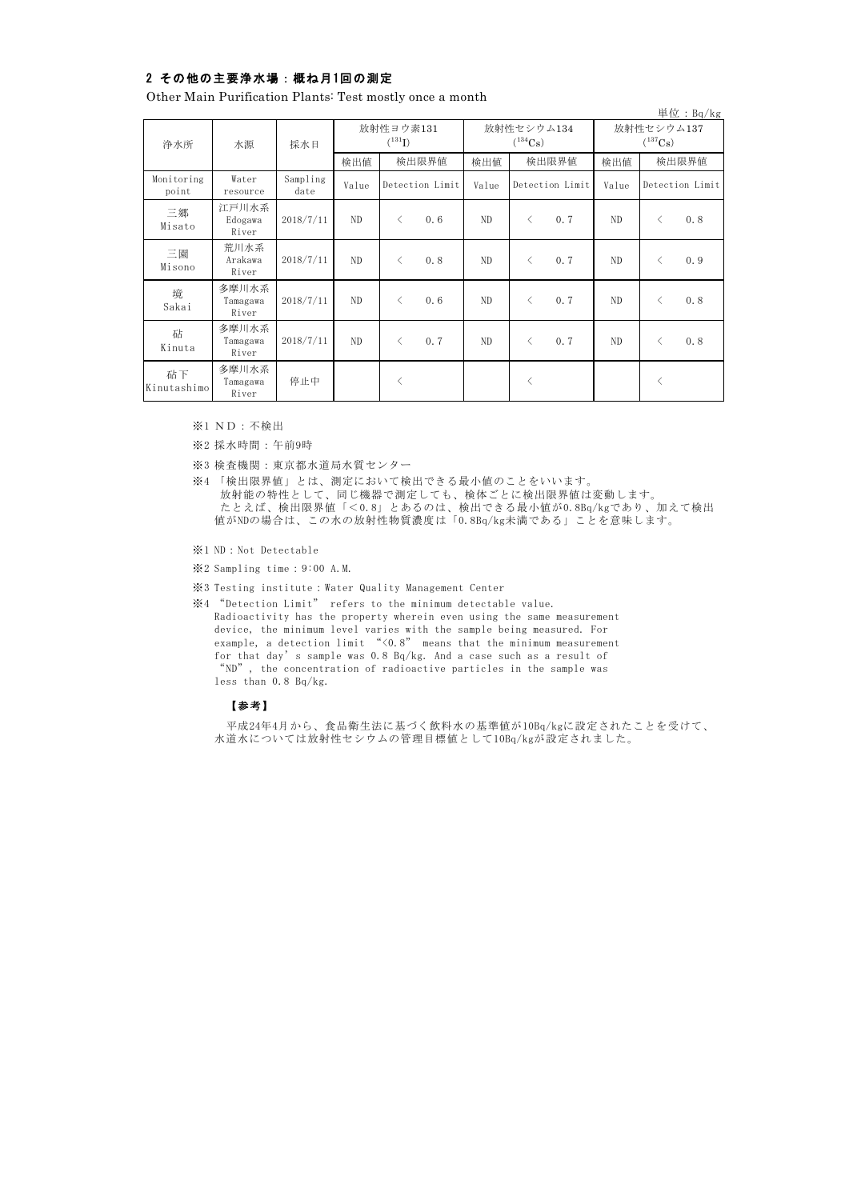## 2 その他の主要浄水場：概ね月1回の測定

Other Main Purification Plants: Test mostly once a month

単位：Bq/kg

| 浄水所 | 水源 | 採水日 | 放射性ヨウ素131 ($^{131}I$) | | | 放射性セシウム134 ($^{134}Cs$) | | | 放射性セシウム137 ($^{137}Cs$) | | |
|---|---|---|---|---|---|---|---|---|---|---|---|
| | | | 検出値 | 検出限界値 | | 検出値 | 検出限界値 | | 検出値 | 検出限界値 | |
| Monitoring point | Water resource | Sampling date | Value | Detection Limit | | Value | Detection Limit | | Value | Detection Limit | |
| 三郷 Misato | 江戸川水系 Edogawa River | 2018/7/11 | ND | < | 0.6 | ND | < | 0.7 | ND | < | 0.8 |
| 三園 Misono | 荒川水系 Arakawa River | 2018/7/11 | ND | < | 0.8 | ND | < | 0.7 | ND | < | 0.9 |
| 境 Sakai | 多摩川水系 Tamagawa River | 2018/7/11 | ND | < | 0.6 | ND | < | 0.7 | ND | < | 0.8 |
| 砧 Kinuta | 多摩川水系 Tamagawa River | 2018/7/11 | ND | < | 0.7 | ND | < | 0.7 | ND | < | 0.8 |
| 砧下 Kinutashimo | 多摩川水系 Tamagawa River | 停止中 | | < | | | < | | | < | |

※1 ＮＤ：不検出

※2 採水時間：午前9時

※3 検査機関：東京都水道局水質センター

※4 「検出限界値」とは、測定において検出できる最小値のことをいいます。
放射能の特性として、同じ機器で測定しても、検体ごとに検出限界値は変動します。
たとえば、検出限界値「<0.8」とあるのは、検出できる最小値が0.8Bq/kgであり、加えて検出値がNDの場合は、この水の放射性物質濃度は「0.8Bq/kg未満である」ことを意味します。

※1 ND：Not Detectable

※2 Sampling time：9:00 A.M.

※3 Testing institute：Water Quality Management Center

※4 "Detection Limit" refers to the minimum detectable value.
Radioactivity has the property wherein even using the same measurement device, the minimum level varies with the sample being measured. For example, a detection limit "<0.8" means that the minimum measurement for that day's sample was 0.8 Bq/kg. And a case such as a result of "ND", the concentration of radioactive particles in the sample was less than 0.8 Bq/kg.

**【参考】**

平成24年4月から、食品衛生法に基づく飲料水の基準値が10Bq/kgに設定されたことを受けて、水道水については放射性セシウムの管理目標値として10Bq/kgが設定されました。